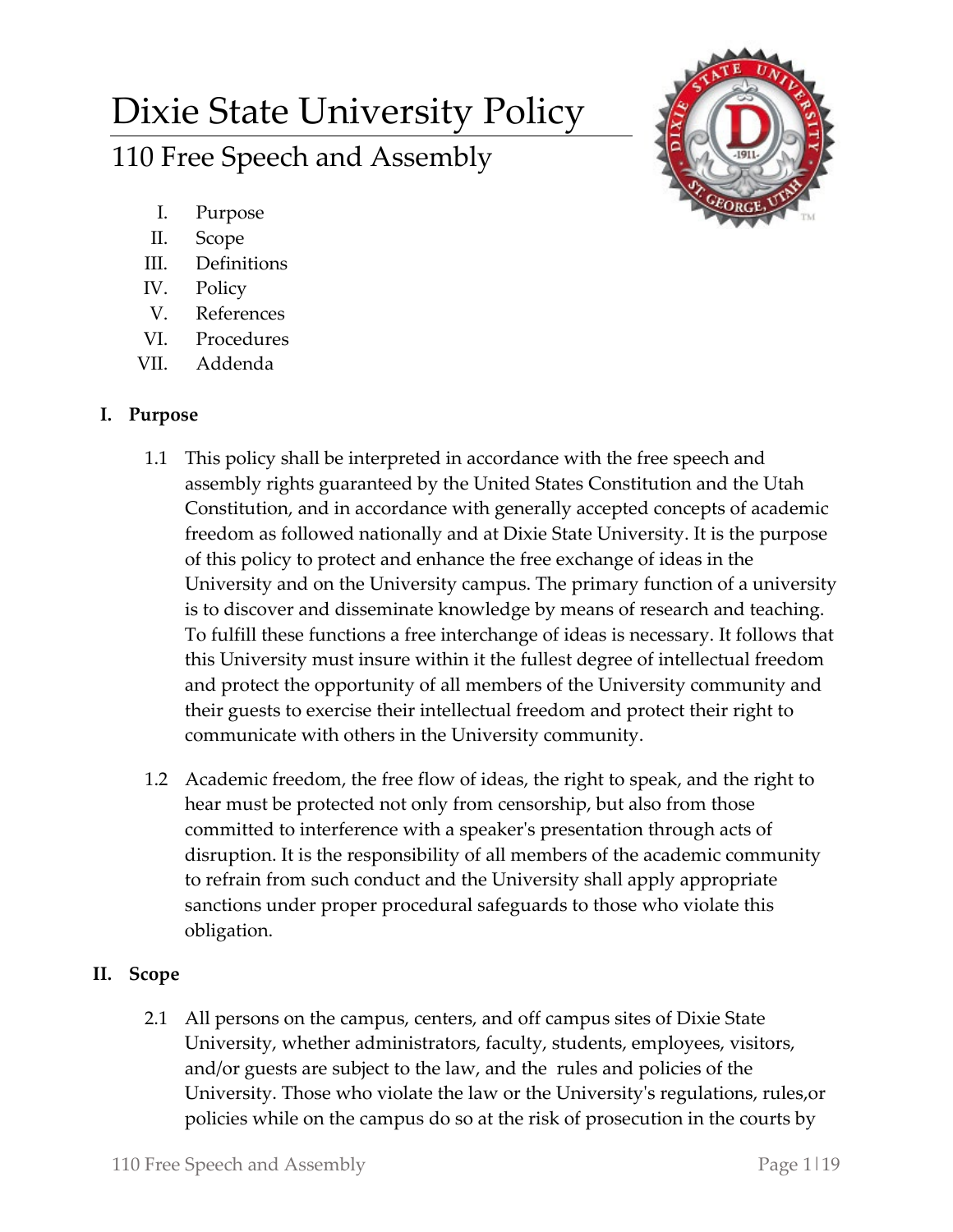# Dixie State University Policy

## 110 Free Speech and Assembly

I. Purpose
II. Scope
III. Definitions
IV. Policy
V. References
VI. Procedures
VII. Addenda

### I. Purpose

1.1 This policy shall be interpreted in accordance with the free speech and assembly rights guaranteed by the United States Constitution and the Utah Constitution, and in accordance with generally accepted concepts of academic freedom as followed nationally and at Dixie State University. It is the purpose of this policy to protect and enhance the free exchange of ideas in the University and on the University campus. The primary function of a university is to discover and disseminate knowledge by means of research and teaching. To fulfill these functions a free interchange of ideas is necessary. It follows that this University must insure within it the fullest degree of intellectual freedom and protect the opportunity of all members of the University community and their guests to exercise their intellectual freedom and protect their right to communicate with others in the University community.

1.2 Academic freedom, the free flow of ideas, the right to speak, and the right to hear must be protected not only from censorship, but also from those committed to interference with a speaker's presentation through acts of disruption. It is the responsibility of all members of the academic community to refrain from such conduct and the University shall apply appropriate sanctions under proper procedural safeguards to those who violate this obligation.

### II. Scope

2.1 All persons on the campus, centers, and off campus sites of Dixie State University, whether administrators, faculty, students, employees, visitors, and/or guests are subject to the law, and the rules and policies of the University. Those who violate the law or the University's regulations, rules,or policies while on the campus do so at the risk of prosecution in the courts by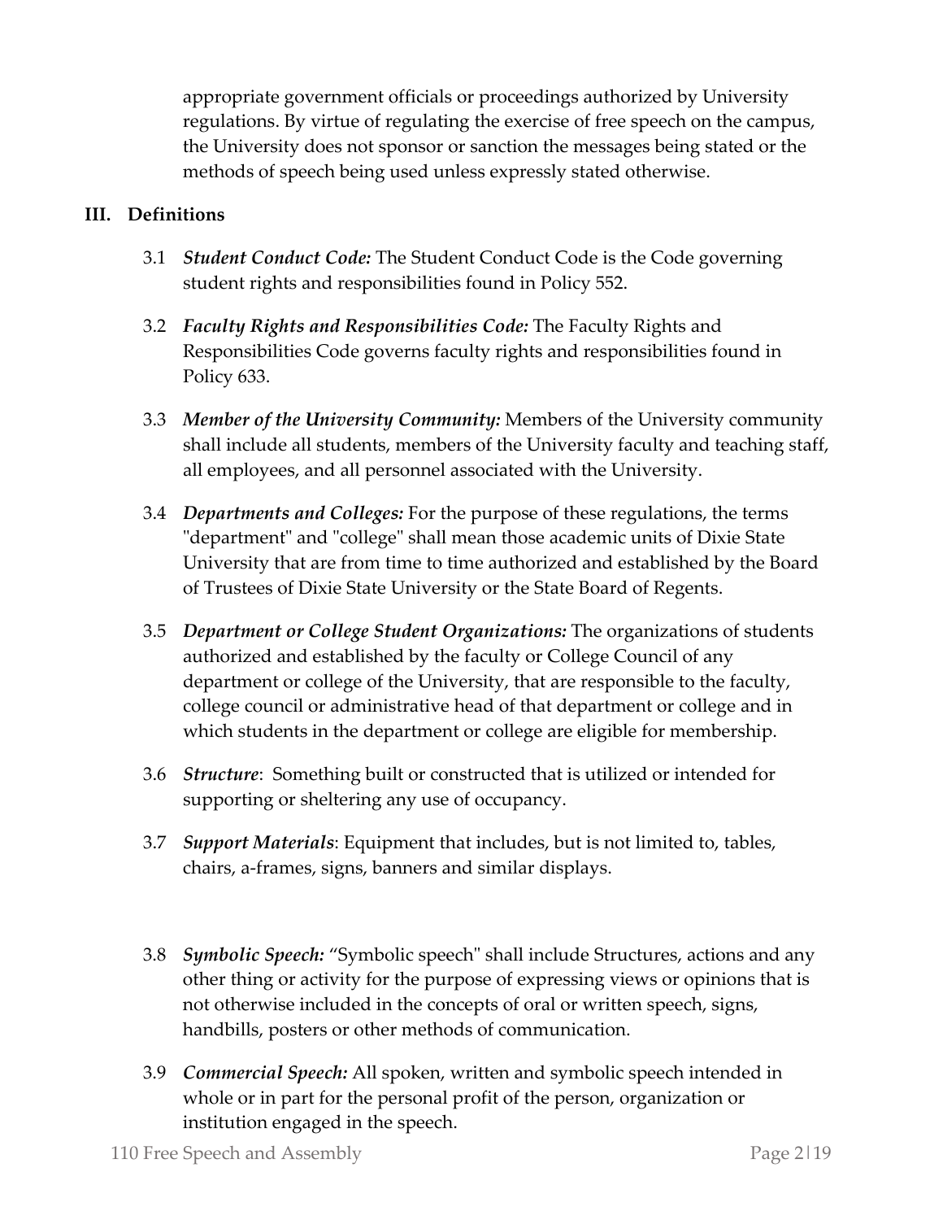appropriate government officials or proceedings authorized by University regulations. By virtue of regulating the exercise of free speech on the campus, the University does not sponsor or sanction the messages being stated or the methods of speech being used unless expressly stated otherwise.

## III. Definitions

3.1 ***Student Conduct Code:*** The Student Conduct Code is the Code governing student rights and responsibilities found in Policy 552.

3.2 ***Faculty Rights and Responsibilities Code:*** The Faculty Rights and Responsibilities Code governs faculty rights and responsibilities found in Policy 633.

3.3 ***Member of the University Community:*** Members of the University community shall include all students, members of the University faculty and teaching staff, all employees, and all personnel associated with the University.

3.4 ***Departments and Colleges:*** For the purpose of these regulations, the terms "department" and "college" shall mean those academic units of Dixie State University that are from time to time authorized and established by the Board of Trustees of Dixie State University or the State Board of Regents.

3.5 ***Department or College Student Organizations:*** The organizations of students authorized and established by the faculty or College Council of any department or college of the University, that are responsible to the faculty, college council or administrative head of that department or college and in which students in the department or college are eligible for membership.

3.6 ***Structure***: Something built or constructed that is utilized or intended for supporting or sheltering any use of occupancy.

3.7 ***Support Materials***: Equipment that includes, but is not limited to, tables, chairs, a-frames, signs, banners and similar displays.

3.8 ***Symbolic Speech:*** "Symbolic speech" shall include Structures, actions and any other thing or activity for the purpose of expressing views or opinions that is not otherwise included in the concepts of oral or written speech, signs, handbills, posters or other methods of communication.

3.9 ***Commercial Speech:*** All spoken, written and symbolic speech intended in whole or in part for the personal profit of the person, organization or institution engaged in the speech.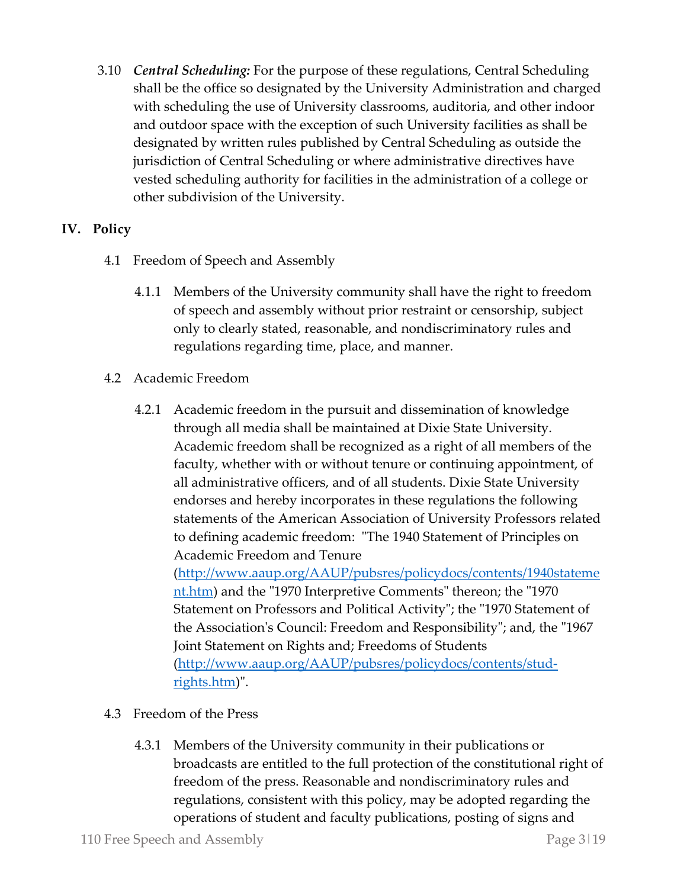3.10 ***Central Scheduling:*** For the purpose of these regulations, Central Scheduling shall be the office so designated by the University Administration and charged with scheduling the use of University classrooms, auditoria, and other indoor and outdoor space with the exception of such University facilities as shall be designated by written rules published by Central Scheduling as outside the jurisdiction of Central Scheduling or where administrative directives have vested scheduling authority for facilities in the administration of a college or other subdivision of the University.

## IV. Policy

4.1 Freedom of Speech and Assembly

4.1.1 Members of the University community shall have the right to freedom of speech and assembly without prior restraint or censorship, subject only to clearly stated, reasonable, and nondiscriminatory rules and regulations regarding time, place, and manner.

4.2 Academic Freedom

4.2.1 Academic freedom in the pursuit and dissemination of knowledge through all media shall be maintained at Dixie State University. Academic freedom shall be recognized as a right of all members of the faculty, whether with or without tenure or continuing appointment, of all administrative officers, and of all students. Dixie State University endorses and hereby incorporates in these regulations the following statements of the American Association of University Professors related to defining academic freedom: "The 1940 Statement of Principles on Academic Freedom and Tenure (http://www.aaup.org/AAUP/pubsres/policydocs/contents/1940statement.htm) and the "1970 Interpretive Comments" thereon; the "1970 Statement on Professors and Political Activity"; the "1970 Statement of the Association's Council: Freedom and Responsibility"; and, the "1967 Joint Statement on Rights and; Freedoms of Students (http://www.aaup.org/AAUP/pubsres/policydocs/contents/stud-rights.htm)".

4.3 Freedom of the Press

4.3.1 Members of the University community in their publications or broadcasts are entitled to the full protection of the constitutional right of freedom of the press. Reasonable and nondiscriminatory rules and regulations, consistent with this policy, may be adopted regarding the operations of student and faculty publications, posting of signs and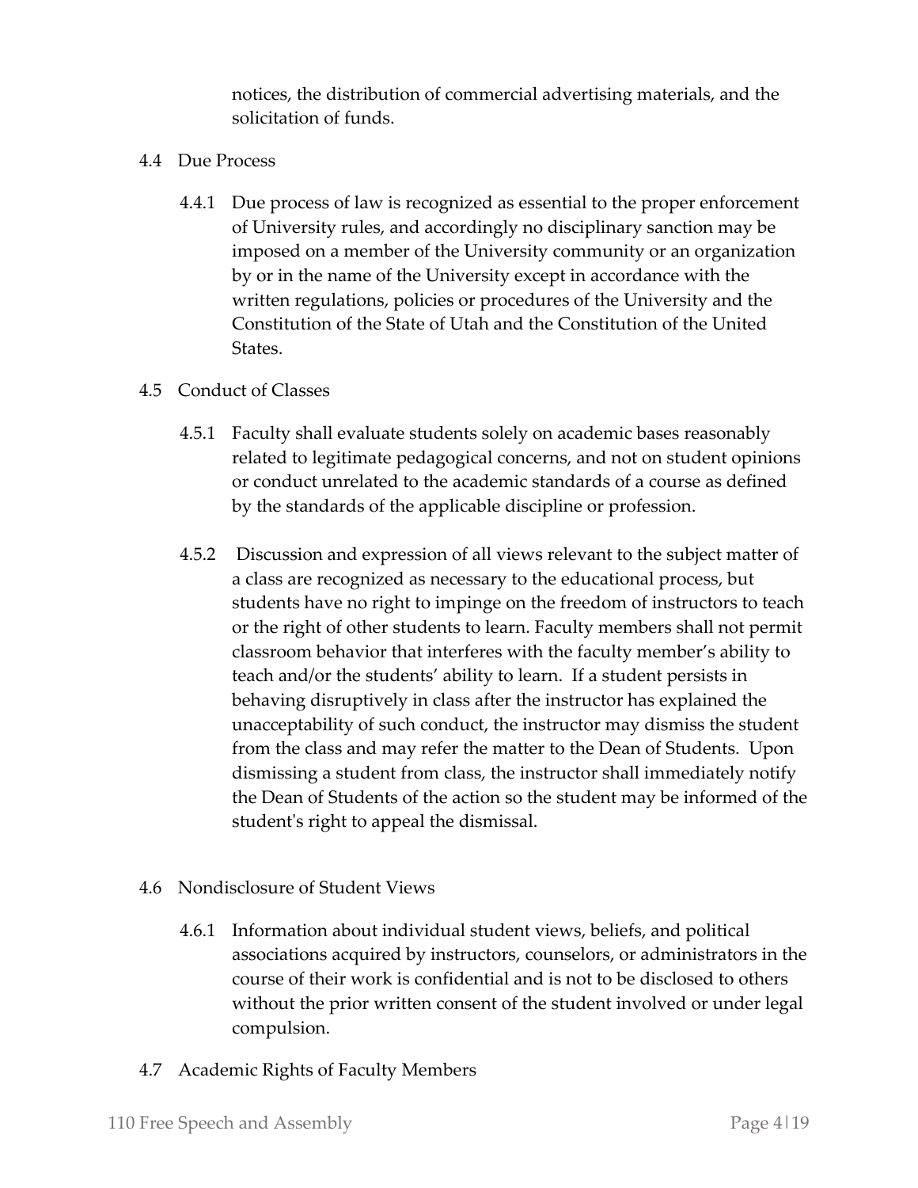notices, the distribution of commercial advertising materials, and the solicitation of funds.

### 4.4 Due Process

4.4.1 Due process of law is recognized as essential to the proper enforcement of University rules, and accordingly no disciplinary sanction may be imposed on a member of the University community or an organization by or in the name of the University except in accordance with the written regulations, policies or procedures of the University and the Constitution of the State of Utah and the Constitution of the United States.

### 4.5 Conduct of Classes

4.5.1 Faculty shall evaluate students solely on academic bases reasonably related to legitimate pedagogical concerns, and not on student opinions or conduct unrelated to the academic standards of a course as defined by the standards of the applicable discipline or profession.

4.5.2 Discussion and expression of all views relevant to the subject matter of a class are recognized as necessary to the educational process, but students have no right to impinge on the freedom of instructors to teach or the right of other students to learn. Faculty members shall not permit classroom behavior that interferes with the faculty member's ability to teach and/or the students' ability to learn. If a student persists in behaving disruptively in class after the instructor has explained the unacceptability of such conduct, the instructor may dismiss the student from the class and may refer the matter to the Dean of Students. Upon dismissing a student from class, the instructor shall immediately notify the Dean of Students of the action so the student may be informed of the student's right to appeal the dismissal.

### 4.6 Nondisclosure of Student Views

4.6.1 Information about individual student views, beliefs, and political associations acquired by instructors, counselors, or administrators in the course of their work is confidential and is not to be disclosed to others without the prior written consent of the student involved or under legal compulsion.

### 4.7 Academic Rights of Faculty Members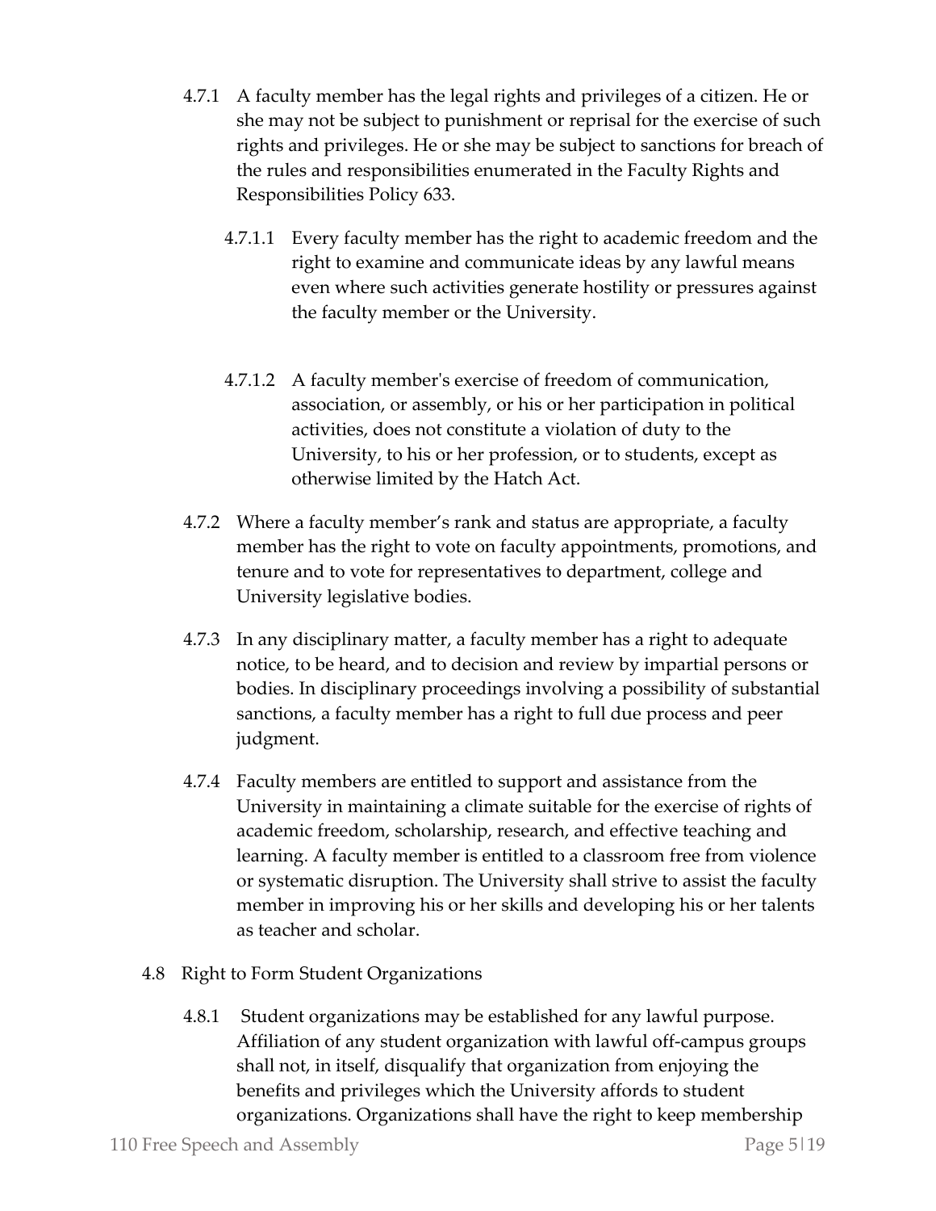4.7.1 A faculty member has the legal rights and privileges of a citizen. He or she may not be subject to punishment or reprisal for the exercise of such rights and privileges. He or she may be subject to sanctions for breach of the rules and responsibilities enumerated in the Faculty Rights and Responsibilities Policy 633.

4.7.1.1 Every faculty member has the right to academic freedom and the right to examine and communicate ideas by any lawful means even where such activities generate hostility or pressures against the faculty member or the University.

4.7.1.2 A faculty member's exercise of freedom of communication, association, or assembly, or his or her participation in political activities, does not constitute a violation of duty to the University, to his or her profession, or to students, except as otherwise limited by the Hatch Act.

4.7.2 Where a faculty member's rank and status are appropriate, a faculty member has the right to vote on faculty appointments, promotions, and tenure and to vote for representatives to department, college and University legislative bodies.

4.7.3 In any disciplinary matter, a faculty member has a right to adequate notice, to be heard, and to decision and review by impartial persons or bodies. In disciplinary proceedings involving a possibility of substantial sanctions, a faculty member has a right to full due process and peer judgment.

4.7.4 Faculty members are entitled to support and assistance from the University in maintaining a climate suitable for the exercise of rights of academic freedom, scholarship, research, and effective teaching and learning. A faculty member is entitled to a classroom free from violence or systematic disruption. The University shall strive to assist the faculty member in improving his or her skills and developing his or her talents as teacher and scholar.

4.8 Right to Form Student Organizations

4.8.1 Student organizations may be established for any lawful purpose. Affiliation of any student organization with lawful off-campus groups shall not, in itself, disqualify that organization from enjoying the benefits and privileges which the University affords to student organizations. Organizations shall have the right to keep membership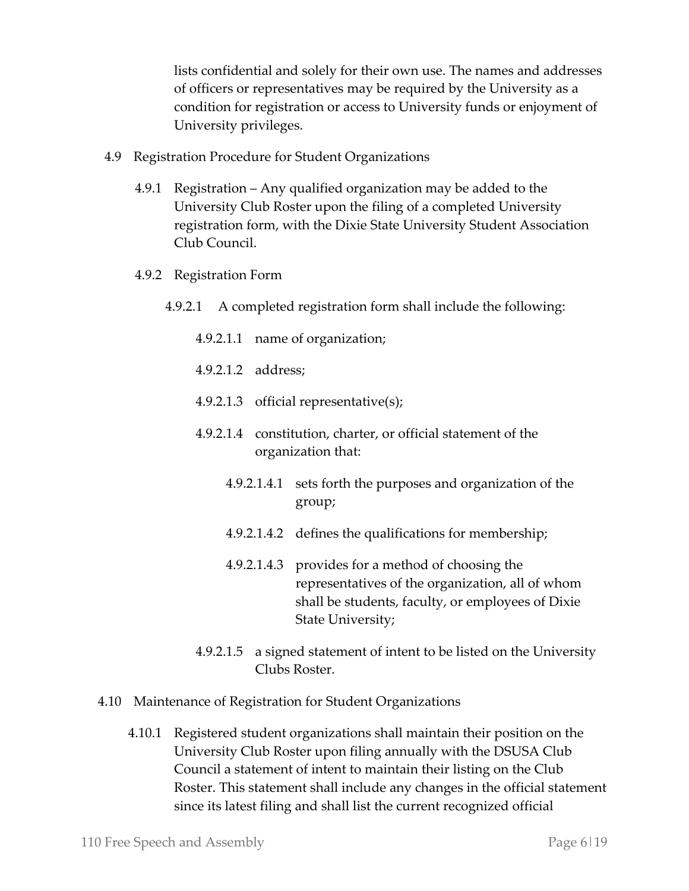lists confidential and solely for their own use. The names and addresses of officers or representatives may be required by the University as a condition for registration or access to University funds or enjoyment of University privileges.

4.9 Registration Procedure for Student Organizations

4.9.1 Registration – Any qualified organization may be added to the University Club Roster upon the filing of a completed University registration form, with the Dixie State University Student Association Club Council.

4.9.2 Registration Form

4.9.2.1 A completed registration form shall include the following:

4.9.2.1.1 name of organization;

4.9.2.1.2 address;

4.9.2.1.3 official representative(s);

4.9.2.1.4 constitution, charter, or official statement of the organization that:

4.9.2.1.4.1 sets forth the purposes and organization of the group;

4.9.2.1.4.2 defines the qualifications for membership;

4.9.2.1.4.3 provides for a method of choosing the representatives of the organization, all of whom shall be students, faculty, or employees of Dixie State University;

4.9.2.1.5 a signed statement of intent to be listed on the University Clubs Roster.

4.10 Maintenance of Registration for Student Organizations

4.10.1 Registered student organizations shall maintain their position on the University Club Roster upon filing annually with the DSUSA Club Council a statement of intent to maintain their listing on the Club Roster. This statement shall include any changes in the official statement since its latest filing and shall list the current recognized official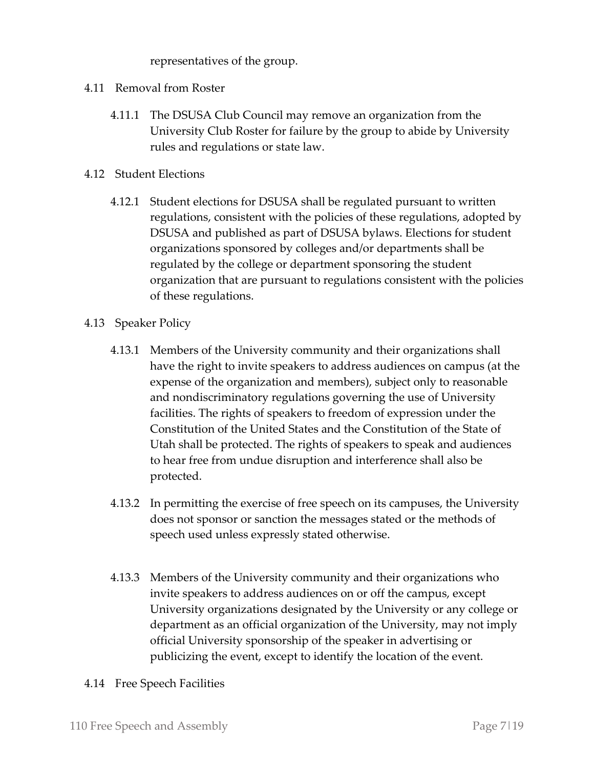representatives of the group.

4.11 Removal from Roster

4.11.1 The DSUSA Club Council may remove an organization from the University Club Roster for failure by the group to abide by University rules and regulations or state law.

4.12 Student Elections

4.12.1 Student elections for DSUSA shall be regulated pursuant to written regulations, consistent with the policies of these regulations, adopted by DSUSA and published as part of DSUSA bylaws. Elections for student organizations sponsored by colleges and/or departments shall be regulated by the college or department sponsoring the student organization that are pursuant to regulations consistent with the policies of these regulations.

4.13 Speaker Policy

4.13.1 Members of the University community and their organizations shall have the right to invite speakers to address audiences on campus (at the expense of the organization and members), subject only to reasonable and nondiscriminatory regulations governing the use of University facilities. The rights of speakers to freedom of expression under the Constitution of the United States and the Constitution of the State of Utah shall be protected. The rights of speakers to speak and audiences to hear free from undue disruption and interference shall also be protected.

4.13.2 In permitting the exercise of free speech on its campuses, the University does not sponsor or sanction the messages stated or the methods of speech used unless expressly stated otherwise.

4.13.3 Members of the University community and their organizations who invite speakers to address audiences on or off the campus, except University organizations designated by the University or any college or department as an official organization of the University, may not imply official University sponsorship of the speaker in advertising or publicizing the event, except to identify the location of the event.

4.14 Free Speech Facilities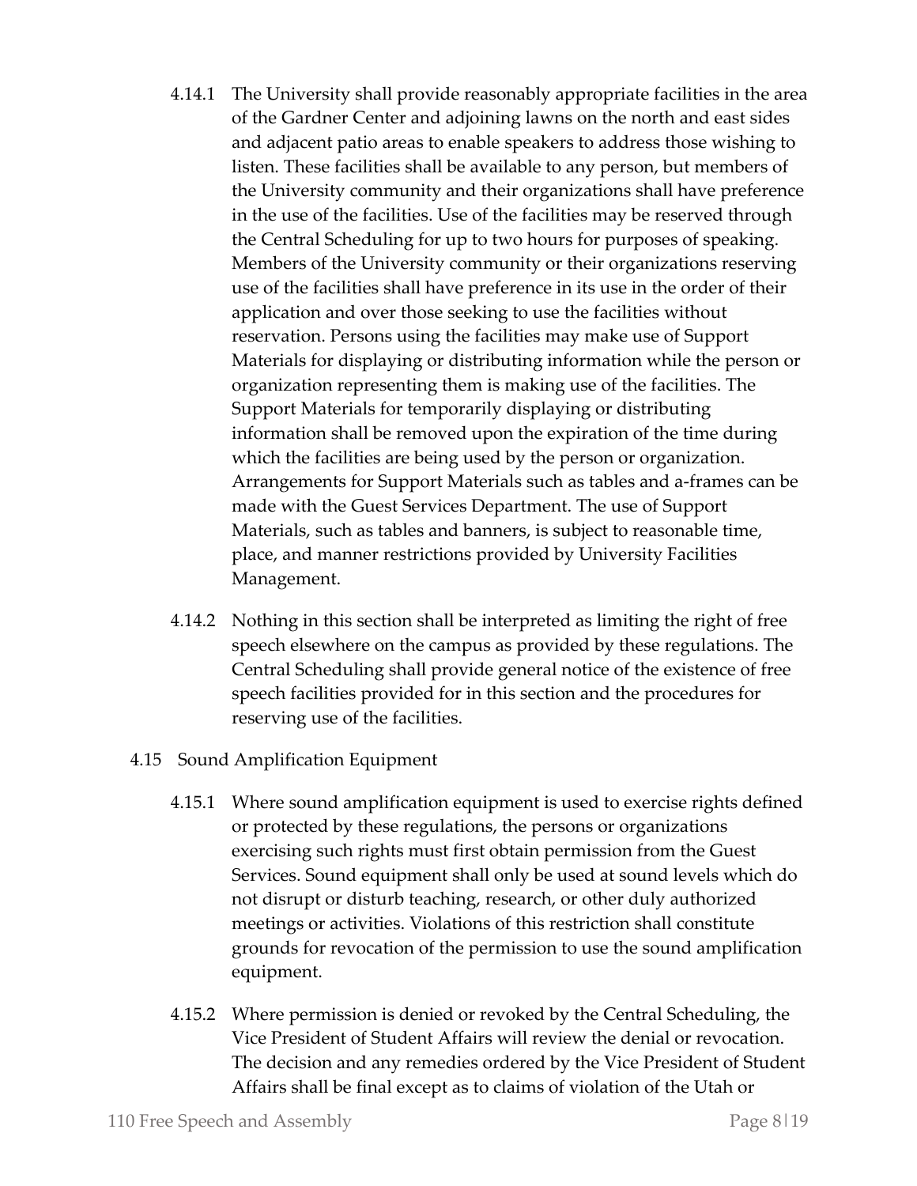4.14.1 The University shall provide reasonably appropriate facilities in the area of the Gardner Center and adjoining lawns on the north and east sides and adjacent patio areas to enable speakers to address those wishing to listen. These facilities shall be available to any person, but members of the University community and their organizations shall have preference in the use of the facilities. Use of the facilities may be reserved through the Central Scheduling for up to two hours for purposes of speaking. Members of the University community or their organizations reserving use of the facilities shall have preference in its use in the order of their application and over those seeking to use the facilities without reservation. Persons using the facilities may make use of Support Materials for displaying or distributing information while the person or organization representing them is making use of the facilities. The Support Materials for temporarily displaying or distributing information shall be removed upon the expiration of the time during which the facilities are being used by the person or organization. Arrangements for Support Materials such as tables and a-frames can be made with the Guest Services Department. The use of Support Materials, such as tables and banners, is subject to reasonable time, place, and manner restrictions provided by University Facilities Management.

4.14.2 Nothing in this section shall be interpreted as limiting the right of free speech elsewhere on the campus as provided by these regulations. The Central Scheduling shall provide general notice of the existence of free speech facilities provided for in this section and the procedures for reserving use of the facilities.

4.15 Sound Amplification Equipment

4.15.1 Where sound amplification equipment is used to exercise rights defined or protected by these regulations, the persons or organizations exercising such rights must first obtain permission from the Guest Services. Sound equipment shall only be used at sound levels which do not disrupt or disturb teaching, research, or other duly authorized meetings or activities. Violations of this restriction shall constitute grounds for revocation of the permission to use the sound amplification equipment.

4.15.2 Where permission is denied or revoked by the Central Scheduling, the Vice President of Student Affairs will review the denial or revocation. The decision and any remedies ordered by the Vice President of Student Affairs shall be final except as to claims of violation of the Utah or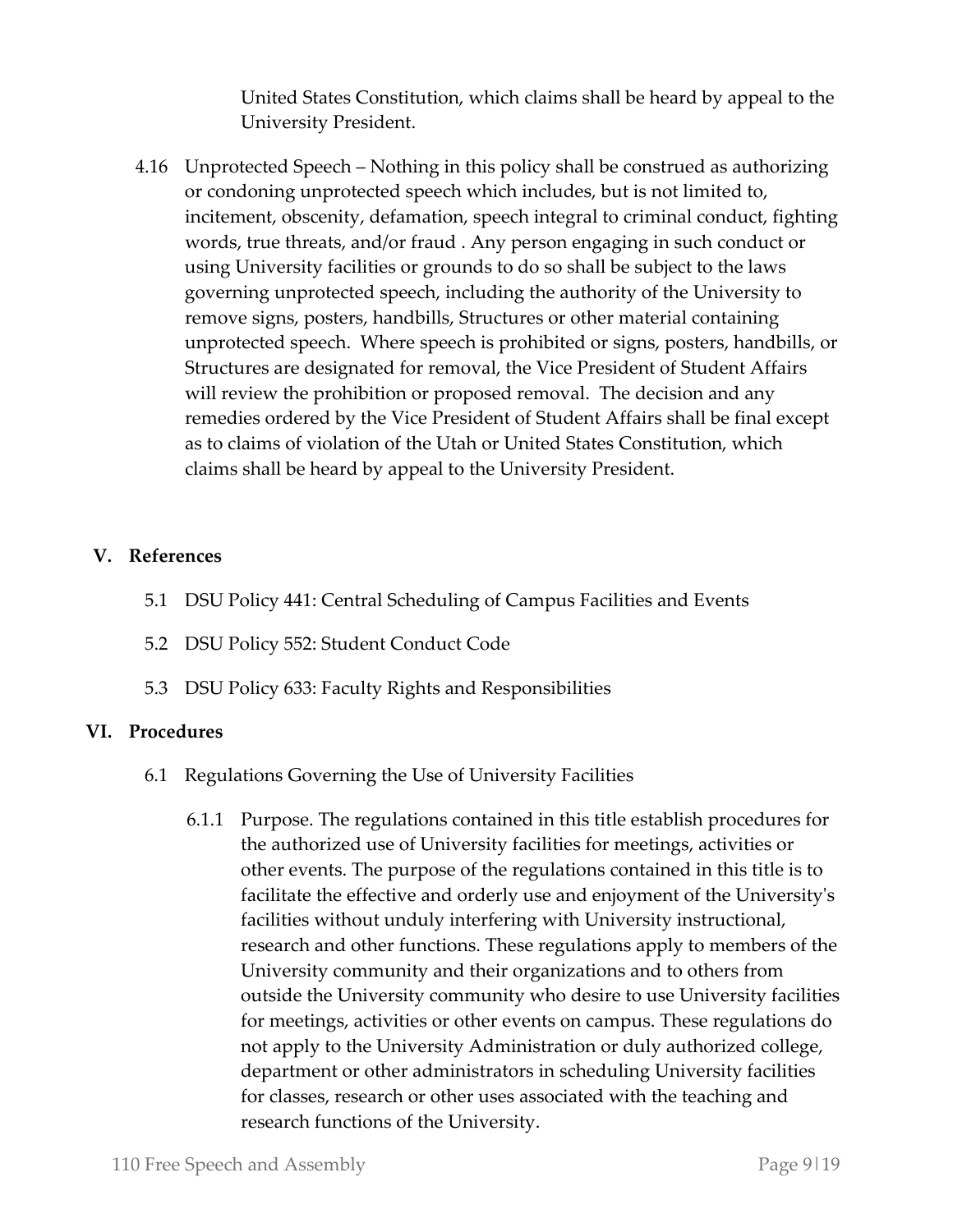United States Constitution, which claims shall be heard by appeal to the University President.

4.16 Unprotected Speech – Nothing in this policy shall be construed as authorizing or condoning unprotected speech which includes, but is not limited to, incitement, obscenity, defamation, speech integral to criminal conduct, fighting words, true threats, and/or fraud . Any person engaging in such conduct or using University facilities or grounds to do so shall be subject to the laws governing unprotected speech, including the authority of the University to remove signs, posters, handbills, Structures or other material containing unprotected speech. Where speech is prohibited or signs, posters, handbills, or Structures are designated for removal, the Vice President of Student Affairs will review the prohibition or proposed removal. The decision and any remedies ordered by the Vice President of Student Affairs shall be final except as to claims of violation of the Utah or United States Constitution, which claims shall be heard by appeal to the University President.

## V. References

5.1 DSU Policy 441: Central Scheduling of Campus Facilities and Events

5.2 DSU Policy 552: Student Conduct Code

5.3 DSU Policy 633: Faculty Rights and Responsibilities

## VI. Procedures

6.1 Regulations Governing the Use of University Facilities

6.1.1 Purpose. The regulations contained in this title establish procedures for the authorized use of University facilities for meetings, activities or other events. The purpose of the regulations contained in this title is to facilitate the effective and orderly use and enjoyment of the University's facilities without unduly interfering with University instructional, research and other functions. These regulations apply to members of the University community and their organizations and to others from outside the University community who desire to use University facilities for meetings, activities or other events on campus. These regulations do not apply to the University Administration or duly authorized college, department or other administrators in scheduling University facilities for classes, research or other uses associated with the teaching and research functions of the University.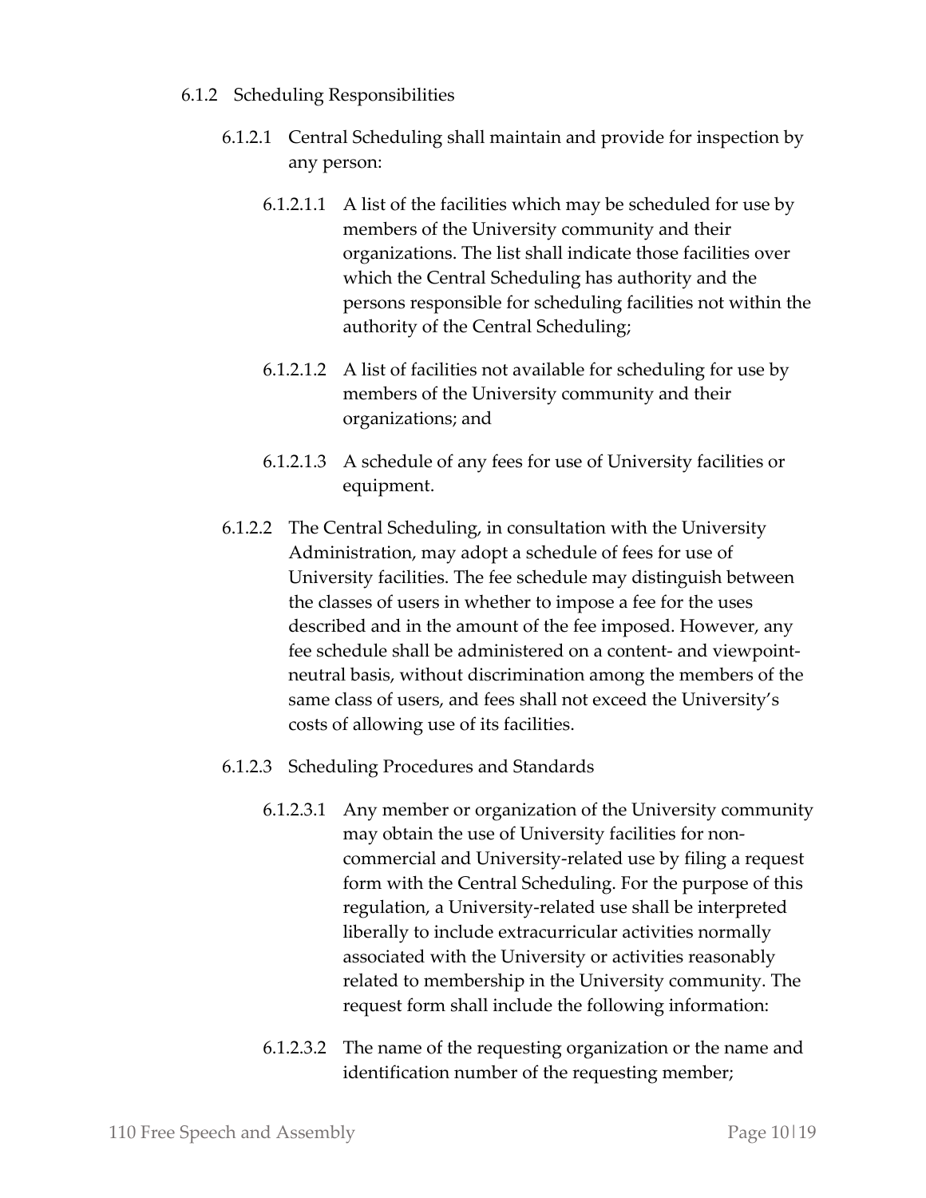6.1.2 Scheduling Responsibilities

6.1.2.1 Central Scheduling shall maintain and provide for inspection by any person:

6.1.2.1.1 A list of the facilities which may be scheduled for use by members of the University community and their organizations. The list shall indicate those facilities over which the Central Scheduling has authority and the persons responsible for scheduling facilities not within the authority of the Central Scheduling;

6.1.2.1.2 A list of facilities not available for scheduling for use by members of the University community and their organizations; and

6.1.2.1.3 A schedule of any fees for use of University facilities or equipment.

6.1.2.2 The Central Scheduling, in consultation with the University Administration, may adopt a schedule of fees for use of University facilities. The fee schedule may distinguish between the classes of users in whether to impose a fee for the uses described and in the amount of the fee imposed. However, any fee schedule shall be administered on a content- and viewpoint-neutral basis, without discrimination among the members of the same class of users, and fees shall not exceed the University's costs of allowing use of its facilities.

6.1.2.3 Scheduling Procedures and Standards

6.1.2.3.1 Any member or organization of the University community may obtain the use of University facilities for non-commercial and University-related use by filing a request form with the Central Scheduling. For the purpose of this regulation, a University-related use shall be interpreted liberally to include extracurricular activities normally associated with the University or activities reasonably related to membership in the University community. The request form shall include the following information:

6.1.2.3.2 The name of the requesting organization or the name and identification number of the requesting member;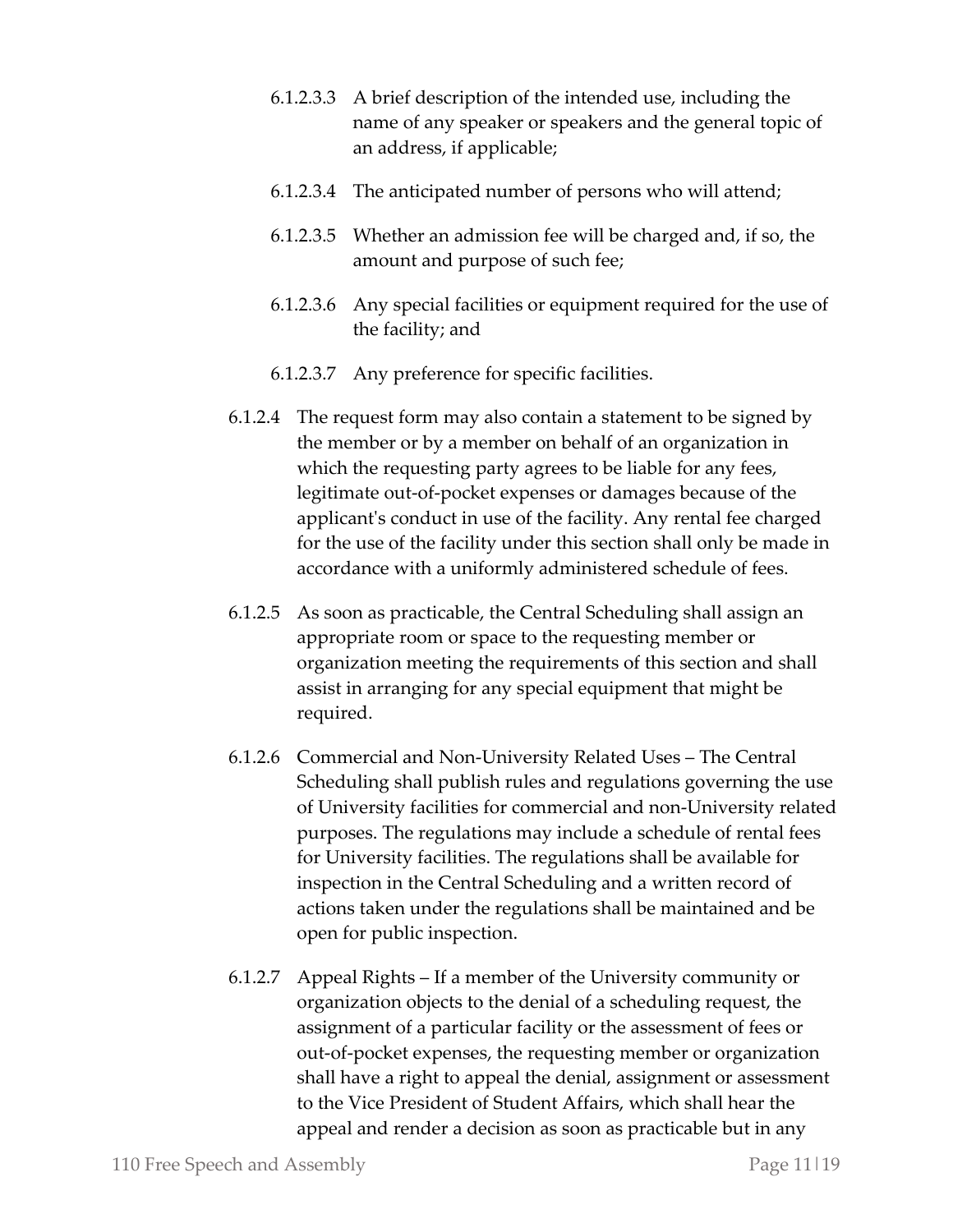6.1.2.3.3 A brief description of the intended use, including the name of any speaker or speakers and the general topic of an address, if applicable;

6.1.2.3.4 The anticipated number of persons who will attend;

6.1.2.3.5 Whether an admission fee will be charged and, if so, the amount and purpose of such fee;

6.1.2.3.6 Any special facilities or equipment required for the use of the facility; and

6.1.2.3.7 Any preference for specific facilities.

6.1.2.4 The request form may also contain a statement to be signed by the member or by a member on behalf of an organization in which the requesting party agrees to be liable for any fees, legitimate out-of-pocket expenses or damages because of the applicant's conduct in use of the facility. Any rental fee charged for the use of the facility under this section shall only be made in accordance with a uniformly administered schedule of fees.

6.1.2.5 As soon as practicable, the Central Scheduling shall assign an appropriate room or space to the requesting member or organization meeting the requirements of this section and shall assist in arranging for any special equipment that might be required.

6.1.2.6 Commercial and Non-University Related Uses – The Central Scheduling shall publish rules and regulations governing the use of University facilities for commercial and non-University related purposes. The regulations may include a schedule of rental fees for University facilities. The regulations shall be available for inspection in the Central Scheduling and a written record of actions taken under the regulations shall be maintained and be open for public inspection.

6.1.2.7 Appeal Rights – If a member of the University community or organization objects to the denial of a scheduling request, the assignment of a particular facility or the assessment of fees or out-of-pocket expenses, the requesting member or organization shall have a right to appeal the denial, assignment or assessment to the Vice President of Student Affairs, which shall hear the appeal and render a decision as soon as practicable but in any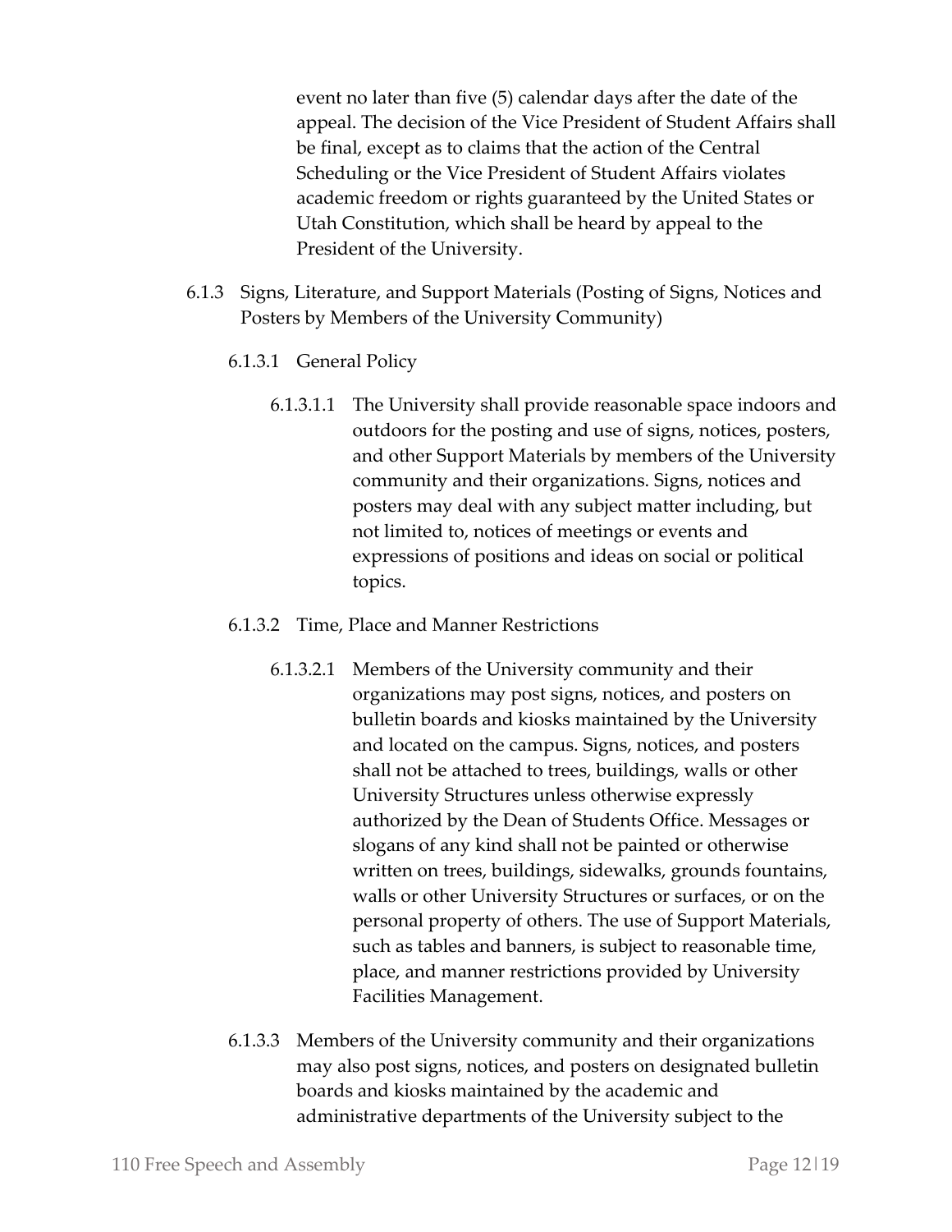event no later than five (5) calendar days after the date of the appeal. The decision of the Vice President of Student Affairs shall be final, except as to claims that the action of the Central Scheduling or the Vice President of Student Affairs violates academic freedom or rights guaranteed by the United States or Utah Constitution, which shall be heard by appeal to the President of the University.

6.1.3 Signs, Literature, and Support Materials (Posting of Signs, Notices and Posters by Members of the University Community)

6.1.3.1 General Policy

6.1.3.1.1 The University shall provide reasonable space indoors and outdoors for the posting and use of signs, notices, posters, and other Support Materials by members of the University community and their organizations. Signs, notices and posters may deal with any subject matter including, but not limited to, notices of meetings or events and expressions of positions and ideas on social or political topics.

6.1.3.2 Time, Place and Manner Restrictions

6.1.3.2.1 Members of the University community and their organizations may post signs, notices, and posters on bulletin boards and kiosks maintained by the University and located on the campus. Signs, notices, and posters shall not be attached to trees, buildings, walls or other University Structures unless otherwise expressly authorized by the Dean of Students Office. Messages or slogans of any kind shall not be painted or otherwise written on trees, buildings, sidewalks, grounds fountains, walls or other University Structures or surfaces, or on the personal property of others. The use of Support Materials, such as tables and banners, is subject to reasonable time, place, and manner restrictions provided by University Facilities Management.

6.1.3.3 Members of the University community and their organizations may also post signs, notices, and posters on designated bulletin boards and kiosks maintained by the academic and administrative departments of the University subject to the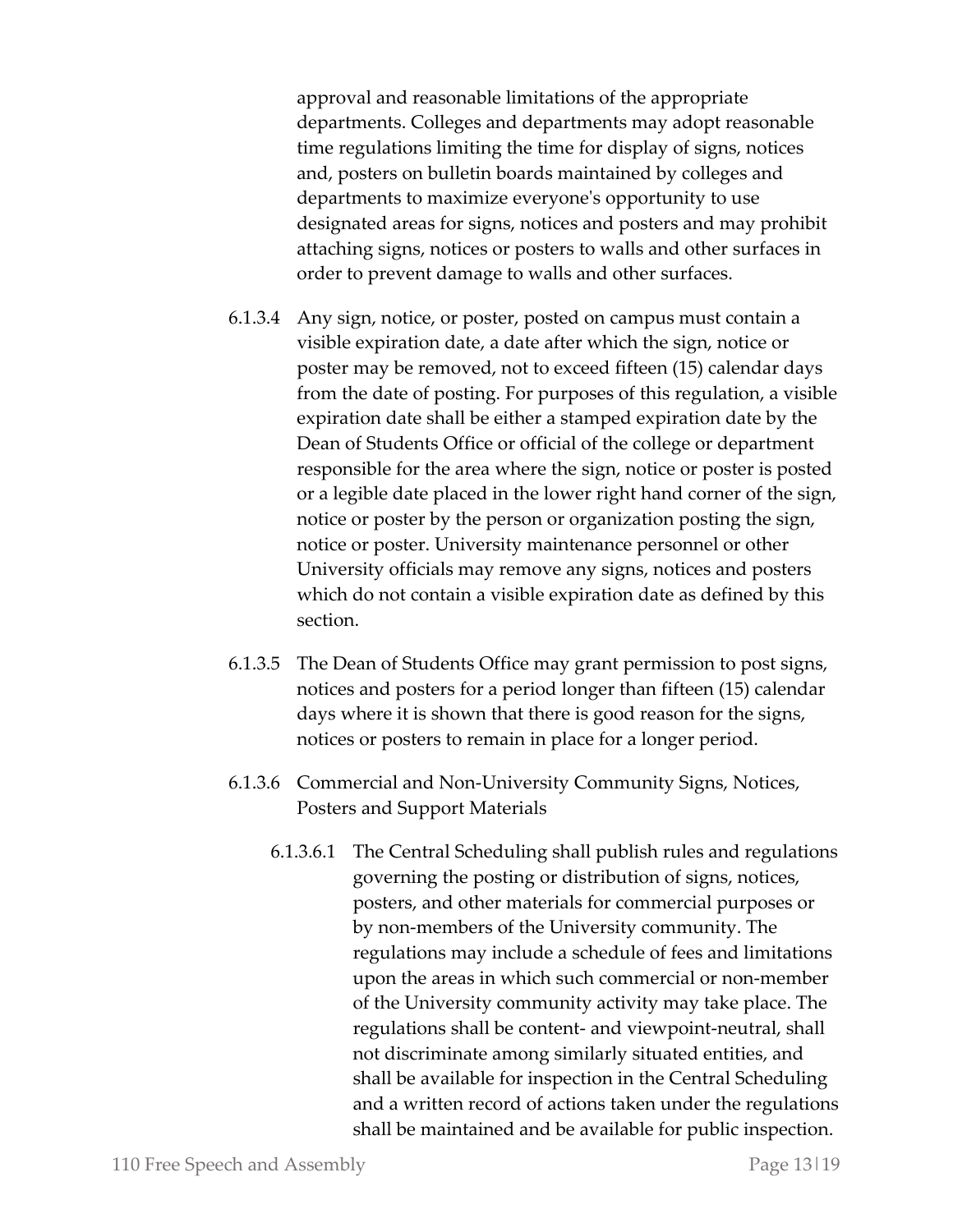approval and reasonable limitations of the appropriate departments. Colleges and departments may adopt reasonable time regulations limiting the time for display of signs, notices and, posters on bulletin boards maintained by colleges and departments to maximize everyone's opportunity to use designated areas for signs, notices and posters and may prohibit attaching signs, notices or posters to walls and other surfaces in order to prevent damage to walls and other surfaces.

6.1.3.4 Any sign, notice, or poster, posted on campus must contain a visible expiration date, a date after which the sign, notice or poster may be removed, not to exceed fifteen (15) calendar days from the date of posting. For purposes of this regulation, a visible expiration date shall be either a stamped expiration date by the Dean of Students Office or official of the college or department responsible for the area where the sign, notice or poster is posted or a legible date placed in the lower right hand corner of the sign, notice or poster by the person or organization posting the sign, notice or poster. University maintenance personnel or other University officials may remove any signs, notices and posters which do not contain a visible expiration date as defined by this section.

6.1.3.5 The Dean of Students Office may grant permission to post signs, notices and posters for a period longer than fifteen (15) calendar days where it is shown that there is good reason for the signs, notices or posters to remain in place for a longer period.

6.1.3.6 Commercial and Non-University Community Signs, Notices, Posters and Support Materials

6.1.3.6.1 The Central Scheduling shall publish rules and regulations governing the posting or distribution of signs, notices, posters, and other materials for commercial purposes or by non-members of the University community. The regulations may include a schedule of fees and limitations upon the areas in which such commercial or non-member of the University community activity may take place. The regulations shall be content- and viewpoint-neutral, shall not discriminate among similarly situated entities, and shall be available for inspection in the Central Scheduling and a written record of actions taken under the regulations shall be maintained and be available for public inspection.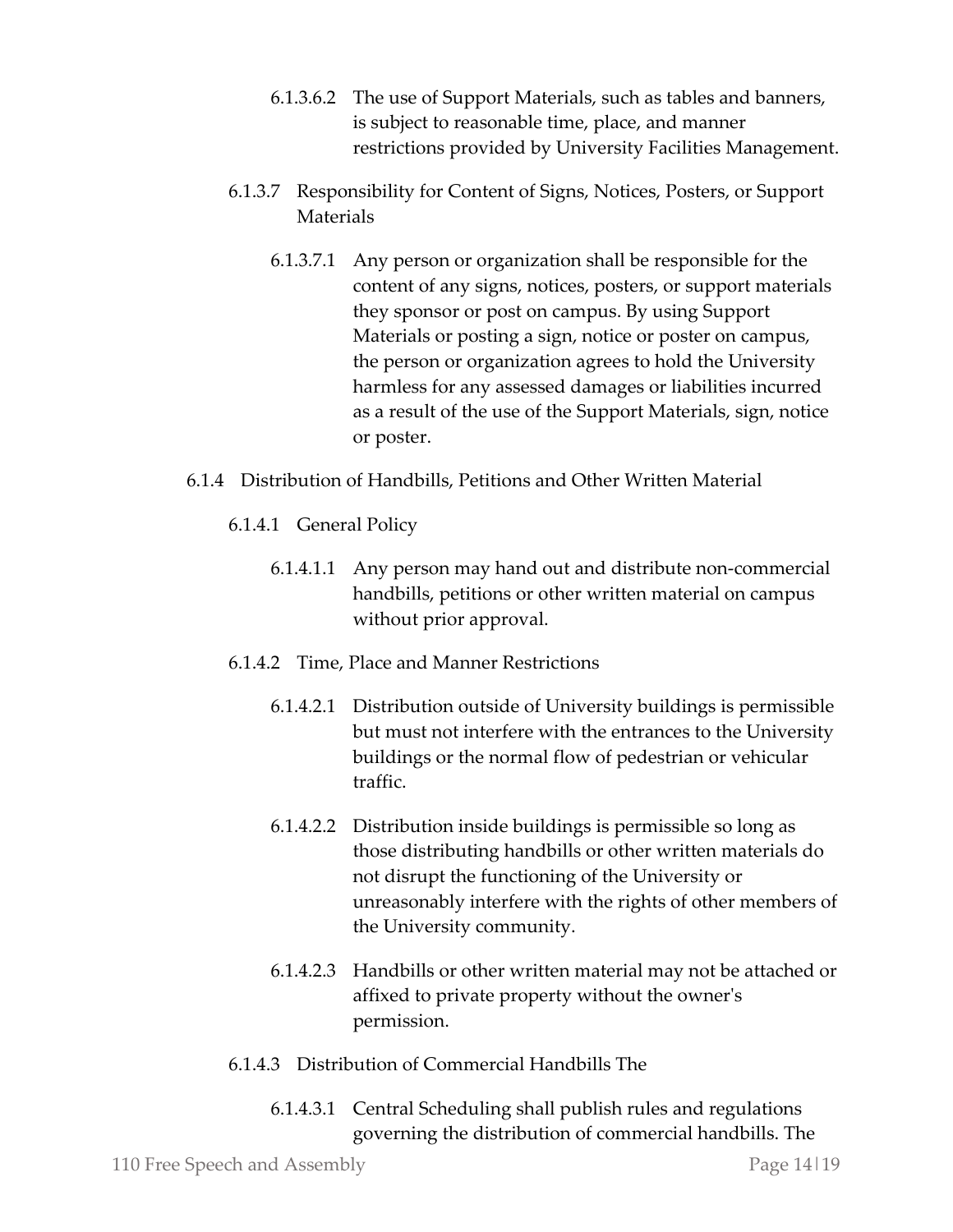6.1.3.6.2 The use of Support Materials, such as tables and banners, is subject to reasonable time, place, and manner restrictions provided by University Facilities Management.

6.1.3.7 Responsibility for Content of Signs, Notices, Posters, or Support Materials

6.1.3.7.1 Any person or organization shall be responsible for the content of any signs, notices, posters, or support materials they sponsor or post on campus. By using Support Materials or posting a sign, notice or poster on campus, the person or organization agrees to hold the University harmless for any assessed damages or liabilities incurred as a result of the use of the Support Materials, sign, notice or poster.

6.1.4 Distribution of Handbills, Petitions and Other Written Material

6.1.4.1 General Policy

6.1.4.1.1 Any person may hand out and distribute non-commercial handbills, petitions or other written material on campus without prior approval.

6.1.4.2 Time, Place and Manner Restrictions

6.1.4.2.1 Distribution outside of University buildings is permissible but must not interfere with the entrances to the University buildings or the normal flow of pedestrian or vehicular traffic.

6.1.4.2.2 Distribution inside buildings is permissible so long as those distributing handbills or other written materials do not disrupt the functioning of the University or unreasonably interfere with the rights of other members of the University community.

6.1.4.2.3 Handbills or other written material may not be attached or affixed to private property without the owner's permission.

6.1.4.3 Distribution of Commercial Handbills The

6.1.4.3.1 Central Scheduling shall publish rules and regulations governing the distribution of commercial handbills. The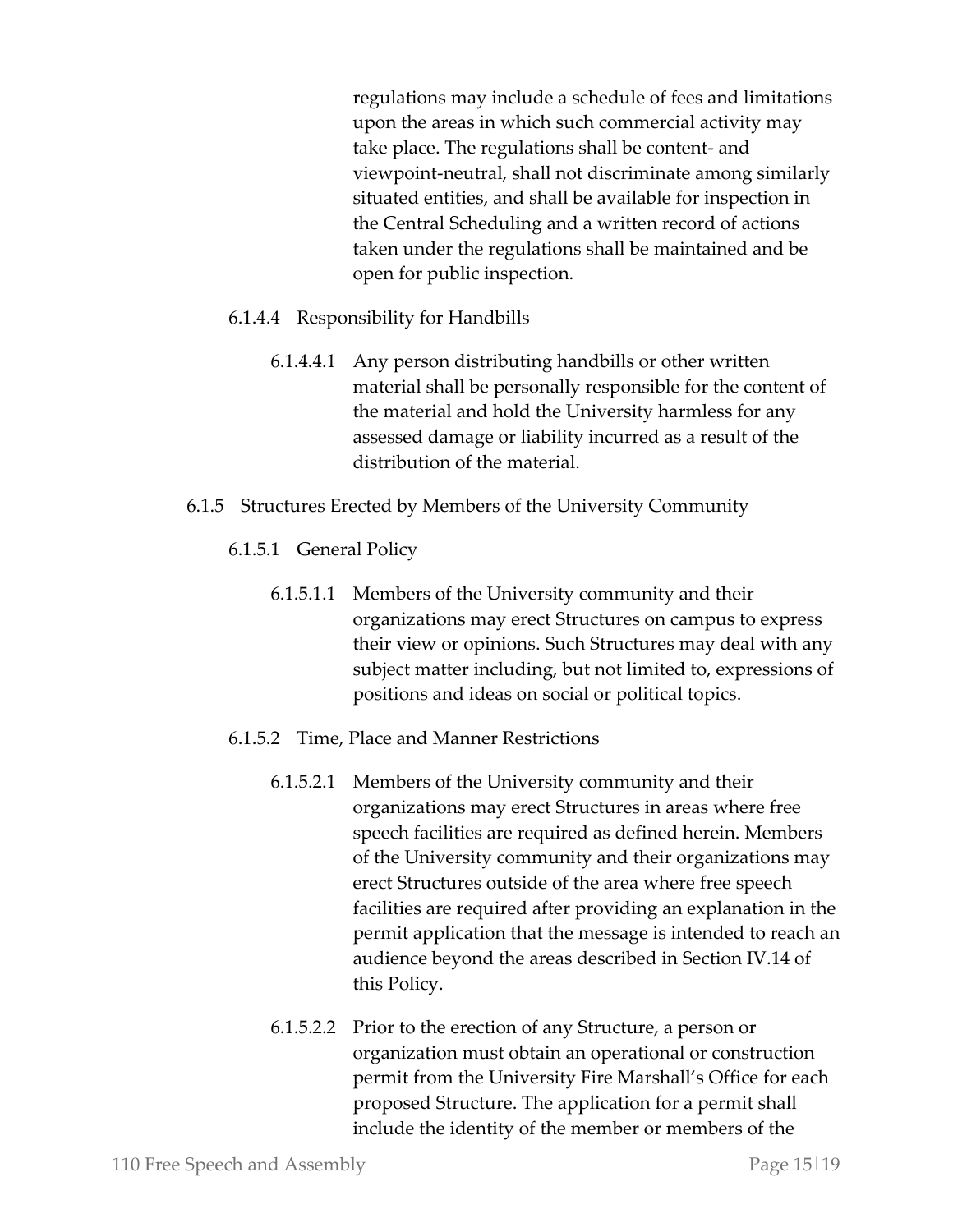regulations may include a schedule of fees and limitations upon the areas in which such commercial activity may take place. The regulations shall be content- and viewpoint-neutral, shall not discriminate among similarly situated entities, and shall be available for inspection in the Central Scheduling and a written record of actions taken under the regulations shall be maintained and be open for public inspection.

6.1.4.4 Responsibility for Handbills

6.1.4.4.1 Any person distributing handbills or other written material shall be personally responsible for the content of the material and hold the University harmless for any assessed damage or liability incurred as a result of the distribution of the material.

6.1.5 Structures Erected by Members of the University Community

6.1.5.1 General Policy

6.1.5.1.1 Members of the University community and their organizations may erect Structures on campus to express their view or opinions. Such Structures may deal with any subject matter including, but not limited to, expressions of positions and ideas on social or political topics.

6.1.5.2 Time, Place and Manner Restrictions

6.1.5.2.1 Members of the University community and their organizations may erect Structures in areas where free speech facilities are required as defined herein. Members of the University community and their organizations may erect Structures outside of the area where free speech facilities are required after providing an explanation in the permit application that the message is intended to reach an audience beyond the areas described in Section IV.14 of this Policy.

6.1.5.2.2 Prior to the erection of any Structure, a person or organization must obtain an operational or construction permit from the University Fire Marshall's Office for each proposed Structure. The application for a permit shall include the identity of the member or members of the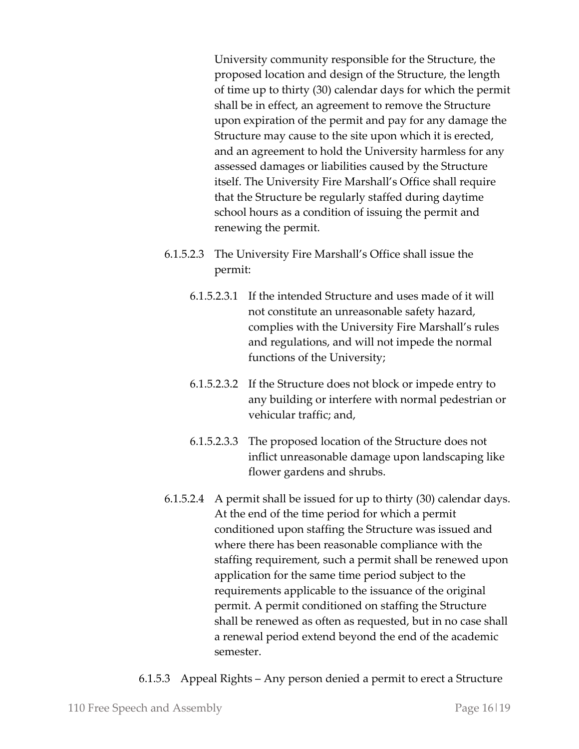University community responsible for the Structure, the proposed location and design of the Structure, the length of time up to thirty (30) calendar days for which the permit shall be in effect, an agreement to remove the Structure upon expiration of the permit and pay for any damage the Structure may cause to the site upon which it is erected, and an agreement to hold the University harmless for any assessed damages or liabilities caused by the Structure itself. The University Fire Marshall's Office shall require that the Structure be regularly staffed during daytime school hours as a condition of issuing the permit and renewing the permit.

6.1.5.2.3 The University Fire Marshall's Office shall issue the permit:

6.1.5.2.3.1 If the intended Structure and uses made of it will not constitute an unreasonable safety hazard, complies with the University Fire Marshall's rules and regulations, and will not impede the normal functions of the University;

6.1.5.2.3.2 If the Structure does not block or impede entry to any building or interfere with normal pedestrian or vehicular traffic; and,

6.1.5.2.3.3 The proposed location of the Structure does not inflict unreasonable damage upon landscaping like flower gardens and shrubs.

6.1.5.2.4 A permit shall be issued for up to thirty (30) calendar days. At the end of the time period for which a permit conditioned upon staffing the Structure was issued and where there has been reasonable compliance with the staffing requirement, such a permit shall be renewed upon application for the same time period subject to the requirements applicable to the issuance of the original permit. A permit conditioned on staffing the Structure shall be renewed as often as requested, but in no case shall a renewal period extend beyond the end of the academic semester.

6.1.5.3 Appeal Rights – Any person denied a permit to erect a Structure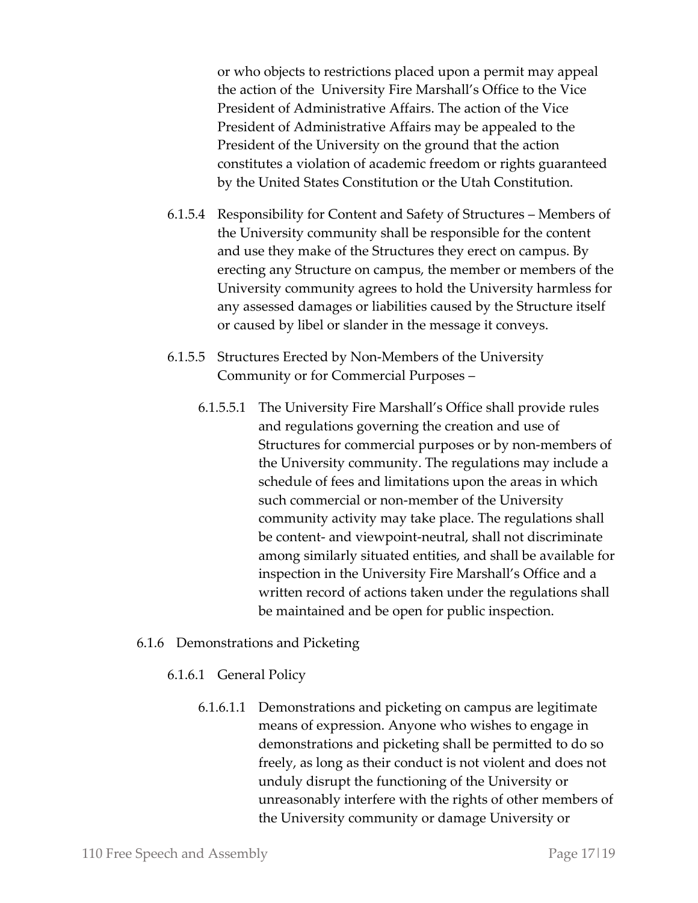or who objects to restrictions placed upon a permit may appeal the action of the University Fire Marshall's Office to the Vice President of Administrative Affairs. The action of the Vice President of Administrative Affairs may be appealed to the President of the University on the ground that the action constitutes a violation of academic freedom or rights guaranteed by the United States Constitution or the Utah Constitution.

6.1.5.4 Responsibility for Content and Safety of Structures – Members of the University community shall be responsible for the content and use they make of the Structures they erect on campus. By erecting any Structure on campus, the member or members of the University community agrees to hold the University harmless for any assessed damages or liabilities caused by the Structure itself or caused by libel or slander in the message it conveys.

6.1.5.5 Structures Erected by Non-Members of the University Community or for Commercial Purposes –

6.1.5.5.1 The University Fire Marshall's Office shall provide rules and regulations governing the creation and use of Structures for commercial purposes or by non-members of the University community. The regulations may include a schedule of fees and limitations upon the areas in which such commercial or non-member of the University community activity may take place. The regulations shall be content- and viewpoint-neutral, shall not discriminate among similarly situated entities, and shall be available for inspection in the University Fire Marshall's Office and a written record of actions taken under the regulations shall be maintained and be open for public inspection.

6.1.6 Demonstrations and Picketing

6.1.6.1 General Policy

6.1.6.1.1 Demonstrations and picketing on campus are legitimate means of expression. Anyone who wishes to engage in demonstrations and picketing shall be permitted to do so freely, as long as their conduct is not violent and does not unduly disrupt the functioning of the University or unreasonably interfere with the rights of other members of the University community or damage University or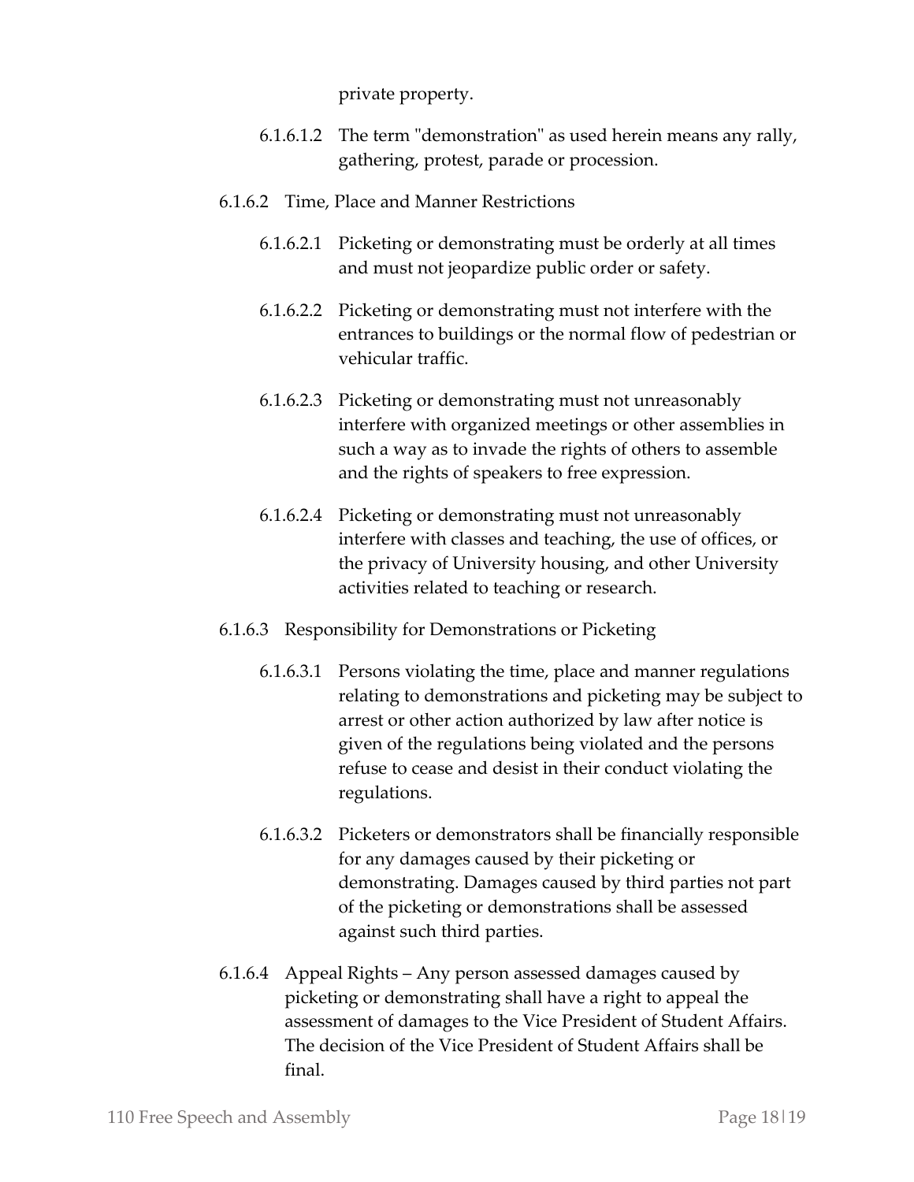private property.

6.1.6.1.2 The term "demonstration" as used herein means any rally, gathering, protest, parade or procession.

6.1.6.2 Time, Place and Manner Restrictions

6.1.6.2.1 Picketing or demonstrating must be orderly at all times and must not jeopardize public order or safety.

6.1.6.2.2 Picketing or demonstrating must not interfere with the entrances to buildings or the normal flow of pedestrian or vehicular traffic.

6.1.6.2.3 Picketing or demonstrating must not unreasonably interfere with organized meetings or other assemblies in such a way as to invade the rights of others to assemble and the rights of speakers to free expression.

6.1.6.2.4 Picketing or demonstrating must not unreasonably interfere with classes and teaching, the use of offices, or the privacy of University housing, and other University activities related to teaching or research.

6.1.6.3 Responsibility for Demonstrations or Picketing

6.1.6.3.1 Persons violating the time, place and manner regulations relating to demonstrations and picketing may be subject to arrest or other action authorized by law after notice is given of the regulations being violated and the persons refuse to cease and desist in their conduct violating the regulations.

6.1.6.3.2 Picketers or demonstrators shall be financially responsible for any damages caused by their picketing or demonstrating. Damages caused by third parties not part of the picketing or demonstrations shall be assessed against such third parties.

6.1.6.4 Appeal Rights – Any person assessed damages caused by picketing or demonstrating shall have a right to appeal the assessment of damages to the Vice President of Student Affairs. The decision of the Vice President of Student Affairs shall be final.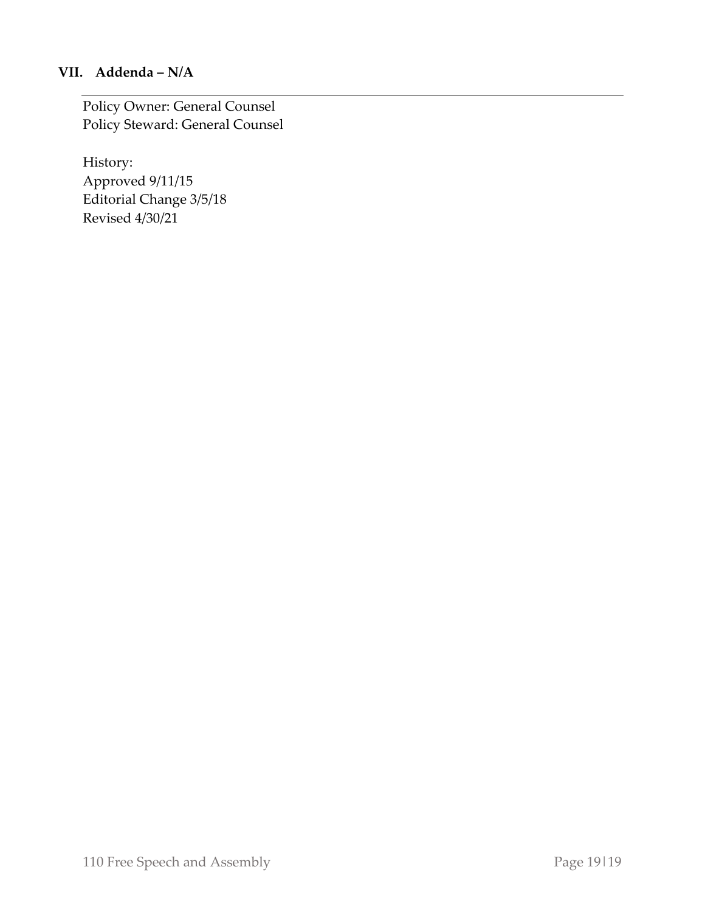## VII. Addenda – N/A

---

Policy Owner: General Counsel
Policy Steward: General Counsel

History:
Approved 9/11/15
Editorial Change 3/5/18
Revised 4/30/21